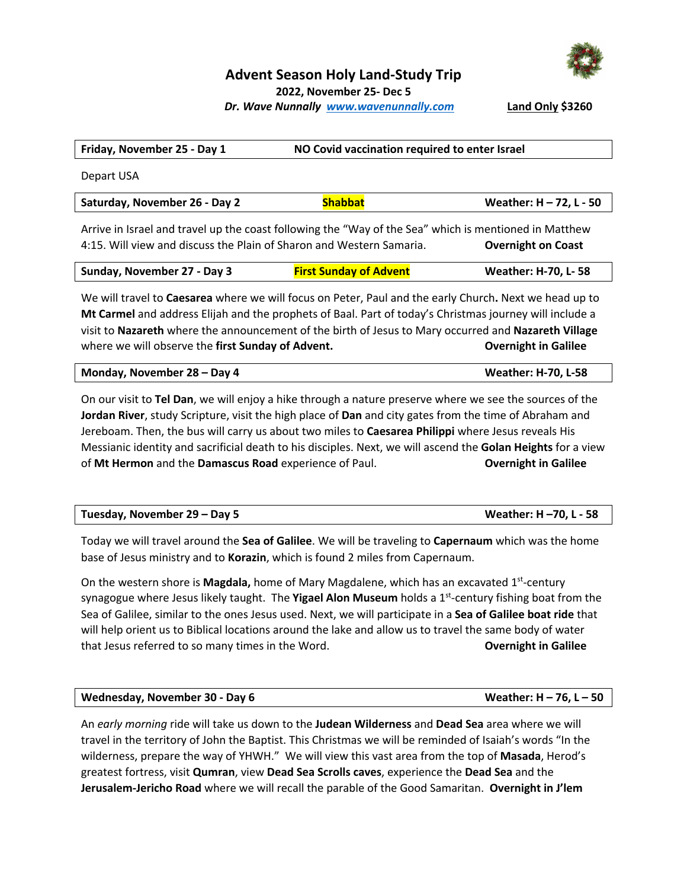# Advent Season Holy Land-Study Trip

**2022, November 25- Dec 5**

***Dr. Wave Nunnally*** ***www.wavenunnally.com*** **Land Only $3260**

| **Friday, November 25 - Day 1** | **NO Covid vaccination required to enter Israel** | |
|---|---|---|

Depart USA

| **Saturday, November 26 - Day 2** | **Shabbat** | **Weather: H – 72, L - 50** |
|---|---|---|

Arrive in Israel and travel up the coast following the "Way of the Sea" which is mentioned in Matthew 4:15. Will view and discuss the Plain of Sharon and Western Samaria. **Overnight on Coast**

| **Sunday, November 27 - Day 3** | **First Sunday of Advent** | **Weather: H-70, L- 58** |
|---|---|---|

We will travel to **Caesarea** where we will focus on Peter, Paul and the early Church**.** Next we head up to **Mt Carmel** and address Elijah and the prophets of Baal. Part of today's Christmas journey will include a visit to **Nazareth** where the announcement of the birth of Jesus to Mary occurred and **Nazareth Village** where we will observe the **first Sunday of Advent.** **Overnight in Galilee**

| **Monday, November 28 – Day 4** | **Weather: H-70, L-58** |
|---|---|

On our visit to **Tel Dan**, we will enjoy a hike through a nature preserve where we see the sources of the **Jordan River**, study Scripture, visit the high place of **Dan** and city gates from the time of Abraham and Jereboam. Then, the bus will carry us about two miles to **Caesarea Philippi** where Jesus reveals His Messianic identity and sacrificial death to his disciples. Next, we will ascend the **Golan Heights** for a view of **Mt Hermon** and the **Damascus Road** experience of Paul. **Overnight in Galilee**

| **Tuesday, November 29 – Day 5** | **Weather: H –70, L - 58** |
|---|---|

Today we will travel around the **Sea of Galilee**. We will be traveling to **Capernaum** which was the home base of Jesus ministry and to **Korazin**, which is found 2 miles from Capernaum.

On the western shore is **Magdala,** home of Mary Magdalene, which has an excavated 1st-century synagogue where Jesus likely taught. The **Yigael Alon Museum** holds a 1st-century fishing boat from the Sea of Galilee, similar to the ones Jesus used. Next, we will participate in a **Sea of Galilee boat ride** that will help orient us to Biblical locations around the lake and allow us to travel the same body of water that Jesus referred to so many times in the Word. **Overnight in Galilee**

| **Wednesday, November 30 - Day 6** | **Weather: H – 76, L – 50** |
|---|---|

An *early morning* ride will take us down to the **Judean Wilderness** and **Dead Sea** area where we will travel in the territory of John the Baptist. This Christmas we will be reminded of Isaiah's words "In the wilderness, prepare the way of YHWH." We will view this vast area from the top of **Masada**, Herod's greatest fortress, visit **Qumran**, view **Dead Sea Scrolls caves**, experience the **Dead Sea** and the **Jerusalem-Jericho Road** where we will recall the parable of the Good Samaritan. **Overnight in J'lem**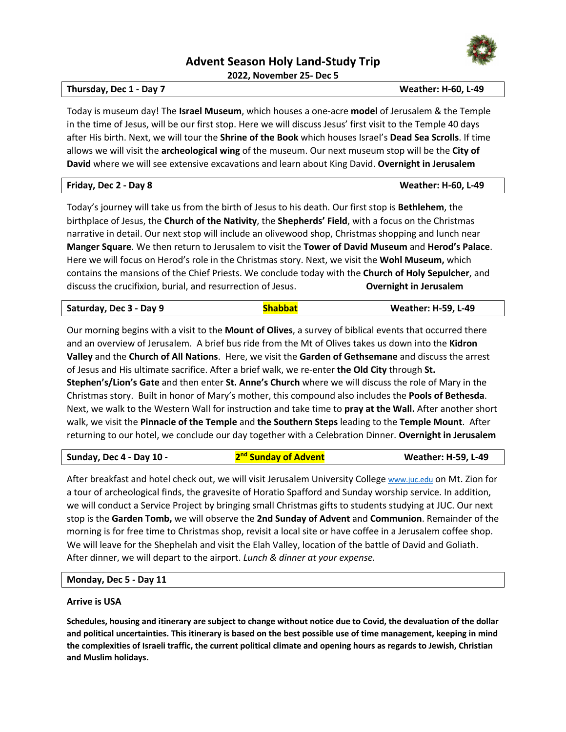# Advent Season Holy Land-Study Trip

**2022, November 25- Dec 5**

| **Thursday, Dec 1 - Day 7** | **Weather: H-60, L-49** |
|---|---|

Today is museum day! The **Israel Museum**, which houses a one-acre **model** of Jerusalem & the Temple in the time of Jesus, will be our first stop. Here we will discuss Jesus' first visit to the Temple 40 days after His birth. Next, we will tour the **Shrine of the Book** which houses Israel's **Dead Sea Scrolls**. If time allows we will visit the **archeological wing** of the museum. Our next museum stop will be the **City of David** where we will see extensive excavations and learn about King David. **Overnight in Jerusalem**

| **Friday, Dec 2 - Day 8** | **Weather: H-60, L-49** |
|---|---|

Today's journey will take us from the birth of Jesus to his death. Our first stop is **Bethlehem**, the birthplace of Jesus, the **Church of the Nativity**, the **Shepherds' Field**, with a focus on the Christmas narrative in detail. Our next stop will include an olivewood shop, Christmas shopping and lunch near **Manger Square**. We then return to Jerusalem to visit the **Tower of David Museum** and **Herod's Palace**. Here we will focus on Herod's role in the Christmas story. Next, we visit the **Wohl Museum,** which contains the mansions of the Chief Priests. We conclude today with the **Church of Holy Sepulcher**, and discuss the crucifixion, burial, and resurrection of Jesus. **Overnight in Jerusalem**

| **Saturday, Dec 3 - Day 9** | **Shabbat** | **Weather: H-59, L-49** |
|---|---|---|

Our morning begins with a visit to the **Mount of Olives**, a survey of biblical events that occurred there and an overview of Jerusalem. A brief bus ride from the Mt of Olives takes us down into the **Kidron Valley** and the **Church of All Nations**. Here, we visit the **Garden of Gethsemane** and discuss the arrest of Jesus and His ultimate sacrifice. After a brief walk, we re-enter **the Old City** through **St. Stephen's/Lion's Gate** and then enter **St. Anne's Church** where we will discuss the role of Mary in the Christmas story. Built in honor of Mary's mother, this compound also includes the **Pools of Bethesda**. Next, we walk to the Western Wall for instruction and take time to **pray at the Wall.** After another short walk, we visit the **Pinnacle of the Temple** and **the Southern Steps** leading to the **Temple Mount**. After returning to our hotel, we conclude our day together with a Celebration Dinner. **Overnight in Jerusalem**

| **Sunday, Dec 4 - Day 10 -** | **2nd Sunday of Advent** | **Weather: H-59, L-49** |
|---|---|---|

After breakfast and hotel check out, we will visit Jerusalem University College www.juc.edu on Mt. Zion for a tour of archeological finds, the gravesite of Horatio Spafford and Sunday worship service. In addition, we will conduct a Service Project by bringing small Christmas gifts to students studying at JUC. Our next stop is the **Garden Tomb,** we will observe the **2nd Sunday of Advent** and **Communion**. Remainder of the morning is for free time to Christmas shop, revisit a local site or have coffee in a Jerusalem coffee shop. We will leave for the Shephelah and visit the Elah Valley, location of the battle of David and Goliath. After dinner, we will depart to the airport. *Lunch & dinner at your expense.*

| **Monday, Dec 5 - Day 11** |
|---|

**Arrive is USA**

**Schedules, housing and itinerary are subject to change without notice due to Covid, the devaluation of the dollar and political uncertainties. This itinerary is based on the best possible use of time management, keeping in mind the complexities of Israeli traffic, the current political climate and opening hours as regards to Jewish, Christian and Muslim holidays.**